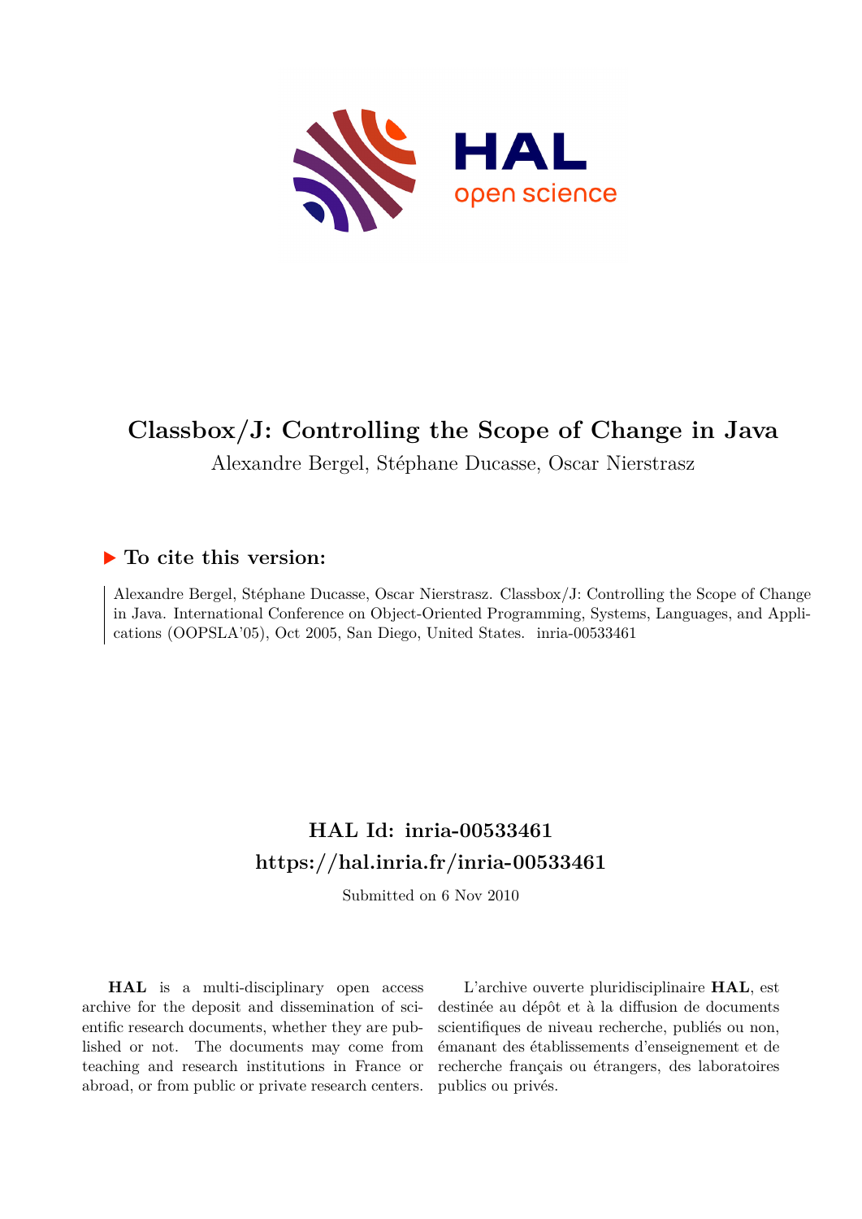# Classbox/J: Controlling the Scope of Change in Java

Alexandre Bergel, Stéphane Ducasse, Oscar Nierstrasz

## ▶ To cite this version:

Alexandre Bergel, Stéphane Ducasse, Oscar Nierstrasz. Classbox/J: Controlling the Scope of Change in Java. International Conference on Object-Oriented Programming, Systems, Languages, and Applications (OOPSLA'05), Oct 2005, San Diego, United States. inria-00533461

## HAL Id: inria-00533461
## https://hal.inria.fr/inria-00533461

Submitted on 6 Nov 2010

**HAL** is a multi-disciplinary open access archive for the deposit and dissemination of scientific research documents, whether they are published or not. The documents may come from teaching and research institutions in France or abroad, or from public or private research centers.

L'archive ouverte pluridisciplinaire **HAL**, est destinée au dépôt et à la diffusion de documents scientifiques de niveau recherche, publiés ou non, émanant des établissements d'enseignement et de recherche français ou étrangers, des laboratoires publics ou privés.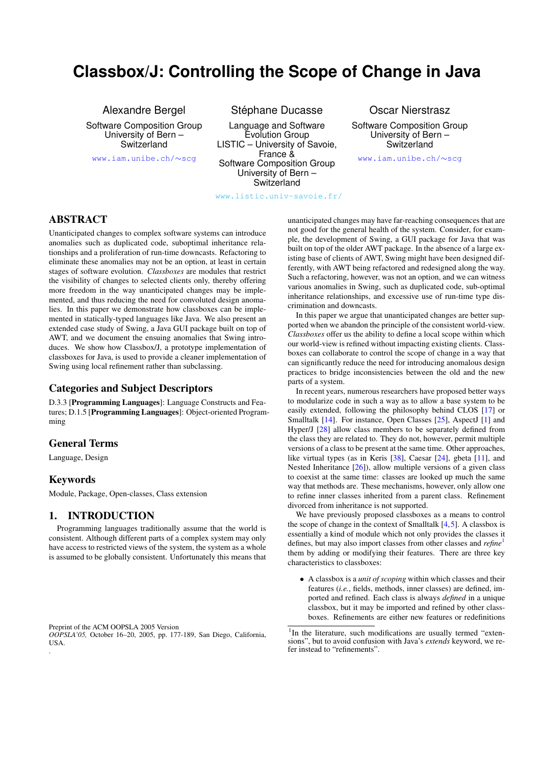# Classbox/J: Controlling the Scope of Change in Java

Alexandre Bergel
Software Composition Group
University of Bern – Switzerland
www.iam.unibe.ch/∼scg

Stéphane Ducasse
Language and Software Evolution Group
LISTIC – University of Savoie, France &
Software Composition Group
University of Bern – Switzerland
www.listic.univ-savoie.fr/

Oscar Nierstrasz
Software Composition Group
University of Bern – Switzerland
www.iam.unibe.ch/∼scg

## ABSTRACT

Unanticipated changes to complex software systems can introduce anomalies such as duplicated code, suboptimal inheritance relationships and a proliferation of run-time downcasts. Refactoring to eliminate these anomalies may not be an option, at least in certain stages of software evolution. *Classboxes* are modules that restrict the visibility of changes to selected clients only, thereby offering more freedom in the way unanticipated changes may be implemented, and thus reducing the need for convoluted design anomalies. In this paper we demonstrate how classboxes can be implemented in statically-typed languages like Java. We also present an extended case study of Swing, a Java GUI package built on top of AWT, and we document the ensuing anomalies that Swing introduces. We show how Classbox/J, a prototype implementation of classboxes for Java, is used to provide a cleaner implementation of Swing using local refinement rather than subclassing.

## Categories and Subject Descriptors

D.3.3 [**Programming Languages**]: Language Constructs and Features; D.1.5 [**Programming Languages**]: Object-oriented Programming

## General Terms

Language, Design

## Keywords

Module, Package, Open-classes, Class extension

## 1. INTRODUCTION

Programming languages traditionally assume that the world is consistent. Although different parts of a complex system may only have access to restricted views of the system, the system as a whole is assumed to be globally consistent. Unfortunately this means that unanticipated changes may have far-reaching consequences that are not good for the general health of the system. Consider, for example, the development of Swing, a GUI package for Java that was built on top of the older AWT package. In the absence of a large existing base of clients of AWT, Swing might have been designed differently, with AWT being refactored and redesigned along the way. Such a refactoring, however, was not an option, and we can witness various anomalies in Swing, such as duplicated code, sub-optimal inheritance relationships, and excessive use of run-time type discrimination and downcasts.

In this paper we argue that unanticipated changes are better supported when we abandon the principle of the consistent world-view. *Classboxes* offer us the ability to define a local scope within which our world-view is refined without impacting existing clients. Classboxes can collaborate to control the scope of change in a way that can significantly reduce the need for introducing anomalous design practices to bridge inconsistencies between the old and the new parts of a system.

In recent years, numerous researchers have proposed better ways to modularize code in such a way as to allow a base system to be easily extended, following the philosophy behind CLOS [17] or Smalltalk [14]. For instance, Open Classes [25], AspectJ [1] and Hyper/J [28] allow class members to be separately defined from the class they are related to. They do not, however, permit multiple versions of a class to be present at the same time. Other approaches, like virtual types (as in Keris [38], Caesar [24], gbeta [11], and Nested Inheritance [26]), allow multiple versions of a given class to coexist at the same time: classes are looked up much the same way that methods are. These mechanisms, however, only allow one to refine inner classes inherited from a parent class. Refinement divorced from inheritance is not supported.

We have previously proposed classboxes as a means to control the scope of change in the context of Smalltalk [4,5]. A classbox is essentially a kind of module which not only provides the classes it defines, but may also import classes from other classes and *refine*[1] them by adding or modifying their features. There are three key characteristics to classboxes:

- A classbox is a *unit of scoping* within which classes and their features (*i.e.*, fields, methods, inner classes) are defined, imported and refined. Each class is always *defined* in a unique classbox, but it may be imported and refined by other classboxes. Refinements are either new features or redefinitions

[1] In the literature, such modifications are usually termed "extensions", but to avoid confusion with Java's *extends* keyword, we refer instead to "refinements".

Preprint of the ACM OOPSLA 2005 Version
*OOPSLA'05,* October 16–20, 2005, pp. 177-189, San Diego, California, USA.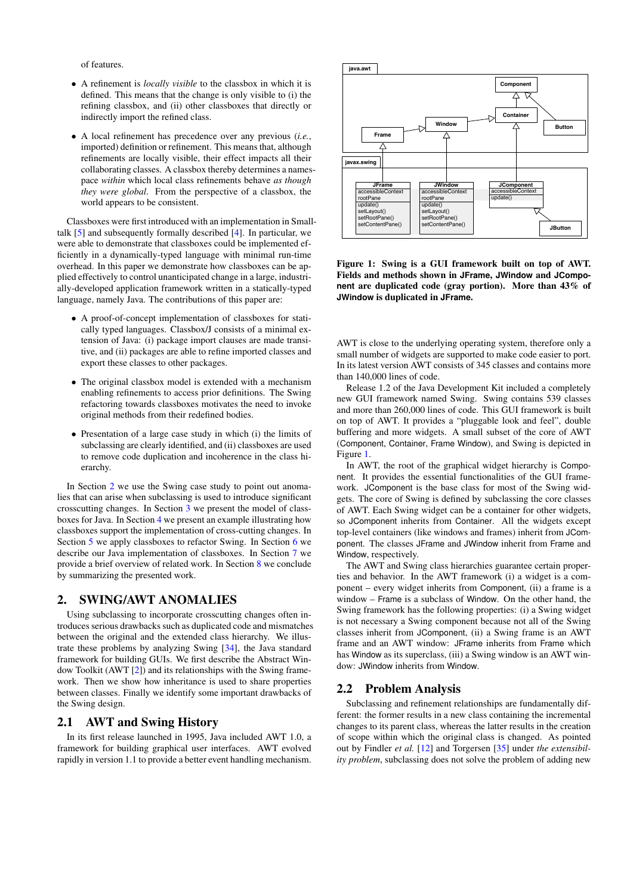of features.

- A refinement is *locally visible* to the classbox in which it is defined. This means that the change is only visible to (i) the refining classbox, and (ii) other classboxes that directly or indirectly import the refined class.
- A local refinement has precedence over any previous (*i.e.*, imported) definition or refinement. This means that, although refinements are locally visible, their effect impacts all their collaborating classes. A classbox thereby determines a namespace *within* which local class refinements behave *as though they were global*. From the perspective of a classbox, the world appears to be consistent.

Classboxes were first introduced with an implementation in Smalltalk [5] and subsequently formally described [4]. In particular, we were able to demonstrate that classboxes could be implemented efficiently in a dynamically-typed language with minimal run-time overhead. In this paper we demonstrate how classboxes can be applied effectively to control unanticipated change in a large, industrially-developed application framework written in a statically-typed language, namely Java. The contributions of this paper are:

- A proof-of-concept implementation of classboxes for statically typed languages. Classbox/J consists of a minimal extension of Java: (i) package import clauses are made transitive, and (ii) packages are able to refine imported classes and export these classes to other packages.
- The original classbox model is extended with a mechanism enabling refinements to access prior definitions. The Swing refactoring towards classboxes motivates the need to invoke original methods from their redefined bodies.
- Presentation of a large case study in which (i) the limits of subclassing are clearly identified, and (ii) classboxes are used to remove code duplication and incoherence in the class hierarchy.

In Section 2 we use the Swing case study to point out anomalies that can arise when subclassing is used to introduce significant crosscutting changes. In Section 3 we present the model of classboxes for Java. In Section 4 we present an example illustrating how classboxes support the implementation of cross-cutting changes. In Section 5 we apply classboxes to refactor Swing. In Section 6 we describe our Java implementation of classboxes. In Section 7 we provide a brief overview of related work. In Section 8 we conclude by summarizing the presented work.

## 2. SWING/AWT ANOMALIES

Using subclassing to incorporate crosscutting changes often introduces serious drawbacks such as duplicated code and mismatches between the original and the extended class hierarchy. We illustrate these problems by analyzing Swing [34], the Java standard framework for building GUIs. We first describe the Abstract Window Toolkit (AWT [2]) and its relationships with the Swing framework. Then we show how inheritance is used to share properties between classes. Finally we identify some important drawbacks of the Swing design.

### 2.1 AWT and Swing History

In its first release launched in 1995, Java included AWT 1.0, a framework for building graphical user interfaces. AWT evolved rapidly in version 1.1 to provide a better event handling mechanism.

**Figure 1: Swing is a GUI framework built on top of AWT. Fields and methods shown in JFrame, JWindow and JComponent are duplicated code (gray portion). More than 43% of JWindow is duplicated in JFrame.**

AWT is close to the underlying operating system, therefore only a small number of widgets are supported to make code easier to port. In its latest version AWT consists of 345 classes and contains more than 140,000 lines of code.

Release 1.2 of the Java Development Kit included a completely new GUI framework named Swing. Swing contains 539 classes and more than 260,000 lines of code. This GUI framework is built on top of AWT. It provides a "pluggable look and feel", double buffering and more widgets. A small subset of the core of AWT (Component, Container, Frame Window), and Swing is depicted in Figure 1.

In AWT, the root of the graphical widget hierarchy is Component. It provides the essential functionalities of the GUI framework. JComponent is the base class for most of the Swing widgets. The core of Swing is defined by subclassing the core classes of AWT. Each Swing widget can be a container for other widgets, so JComponent inherits from Container. All the widgets except top-level containers (like windows and frames) inherit from JComponent. The classes JFrame and JWindow inherit from Frame and Window, respectively.

The AWT and Swing class hierarchies guarantee certain properties and behavior. In the AWT framework (i) a widget is a component – every widget inherits from Component, (ii) a frame is a window – Frame is a subclass of Window. On the other hand, the Swing framework has the following properties: (i) a Swing widget is not necessary a Swing component because not all of the Swing classes inherit from JComponent, (ii) a Swing frame is an AWT frame and an AWT window: JFrame inherits from Frame which has Window as its superclass, (iii) a Swing window is an AWT window: JWindow inherits from Window.

### 2.2 Problem Analysis

Subclassing and refinement relationships are fundamentally different: the former results in a new class containing the incremental changes to its parent class, whereas the latter results in the creation of scope within which the original class is changed. As pointed out by Findler *et al.* [12] and Torgersen [35] under *the extensibility problem*, subclassing does not solve the problem of adding new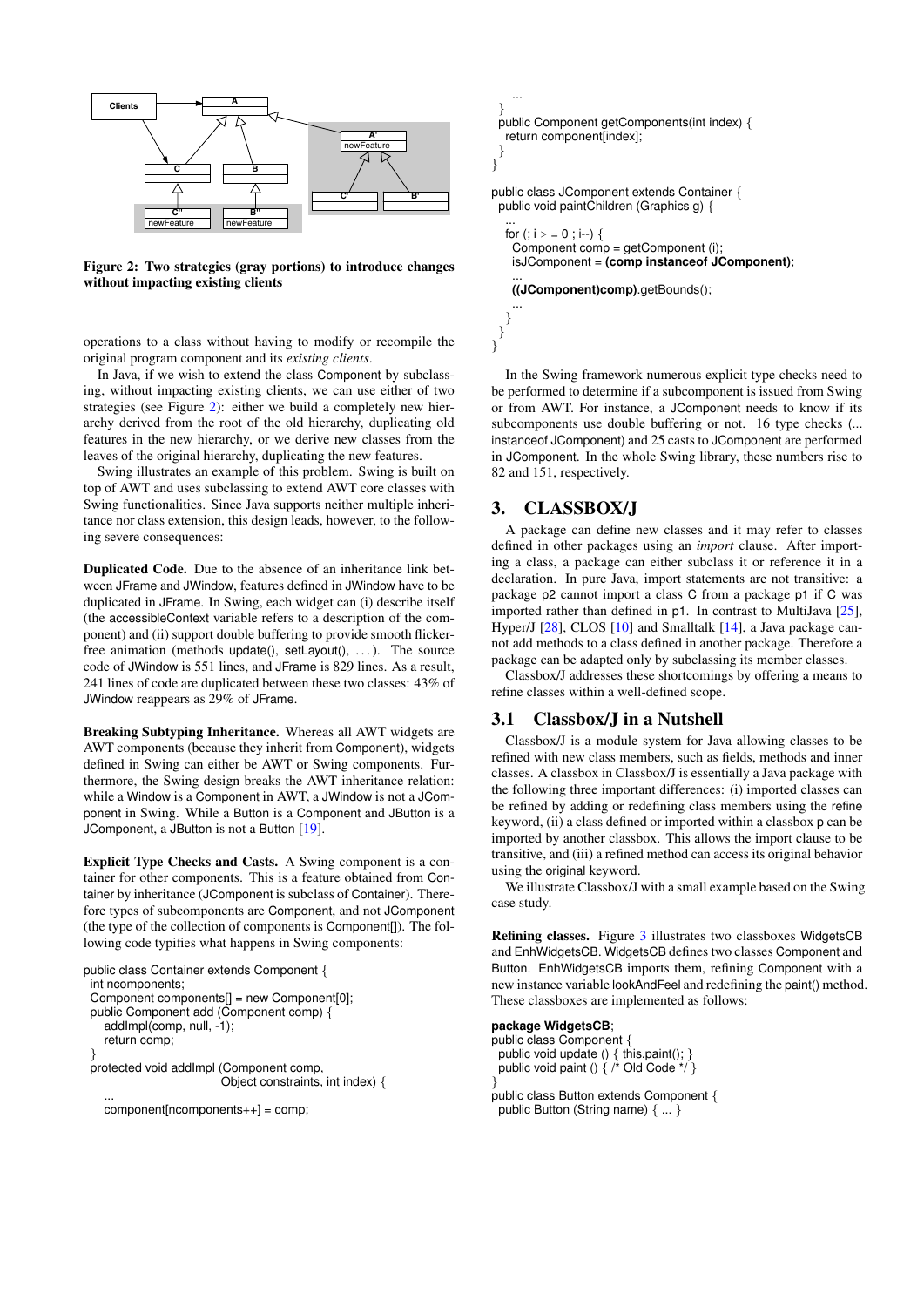Figure 2: Two strategies (gray portions) to introduce changes without impacting existing clients

operations to a class without having to modify or recompile the original program component and its *existing clients*.

In Java, if we wish to extend the class Component by subclassing, without impacting existing clients, we can use either of two strategies (see Figure 2): either we build a completely new hierarchy derived from the root of the old hierarchy, duplicating old features in the new hierarchy, or we derive new classes from the leaves of the original hierarchy, duplicating the new features.

Swing illustrates an example of this problem. Swing is built on top of AWT and uses subclassing to extend AWT core classes with Swing functionalities. Since Java supports neither multiple inheritance nor class extension, this design leads, however, to the following severe consequences:

**Duplicated Code.** Due to the absence of an inheritance link between JFrame and JWindow, features defined in JWindow have to be duplicated in JFrame. In Swing, each widget can (i) describe itself (the accessibleContext variable refers to a description of the component) and (ii) support double buffering to provide smooth flicker-free animation (methods update(), setLayout(), . . . ). The source code of JWindow is 551 lines, and JFrame is 829 lines. As a result, 241 lines of code are duplicated between these two classes: 43% of JWindow reappears as 29% of JFrame.

**Breaking Subtyping Inheritance.** Whereas all AWT widgets are AWT components (because they inherit from Component), widgets defined in Swing can either be AWT or Swing components. Furthermore, the Swing design breaks the AWT inheritance relation: while a Window is a Component in AWT, a JWindow is not a JComponent in Swing. While a Button is a Component and JButton is a JComponent, a JButton is not a Button [19].

**Explicit Type Checks and Casts.** A Swing component is a container for other components. This is a feature obtained from Container by inheritance (JComponent is subclass of Container). Therefore types of subcomponents are Component, and not JComponent (the type of the collection of components is Component[]). The following code typifies what happens in Swing components:

```
public class Container extends Component {
  int ncomponents;
  Component components[] = new Component[0];
  public Component add (Component comp) {
     addImpl(comp, null, -1);
     return comp;
  }
  protected void addImpl (Component comp,
                            Object constraints, int index) {
     ...
     component[ncomponents++] = comp;
     ...
  }
  public Component getComponents(int index) {
    return component[index];
  }
}

public class JComponent extends Container {
  public void paintChildren (Graphics g) {
     ...
     for (; i > = 0 ; i--) {
        Component comp = getComponent (i);
        isJComponent = (comp instanceof JComponent);
        ...
        ((JComponent)comp).getBounds();
        ...
     }
  }
}
```

In the Swing framework numerous explicit type checks need to be performed to determine if a subcomponent is issued from Swing or from AWT. For instance, a JComponent needs to know if its subcomponents use double buffering or not. 16 type checks (... instanceof JComponent) and 25 casts to JComponent are performed in JComponent. In the whole Swing library, these numbers rise to 82 and 151, respectively.

## 3. CLASSBOX/J

A package can define new classes and it may refer to classes defined in other packages using an *import* clause. After importing a class, a package can either subclass it or reference it in a declaration. In pure Java, import statements are not transitive: a package p2 cannot import a class C from a package p1 if C was imported rather than defined in p1. In contrast to MultiJava [25], Hyper/J [28], CLOS [10] and Smalltalk [14], a Java package cannot add methods to a class defined in another package. Therefore a package can be adapted only by subclassing its member classes.

Classbox/J addresses these shortcomings by offering a means to refine classes within a well-defined scope.

### 3.1 Classbox/J in a Nutshell

Classbox/J is a module system for Java allowing classes to be refined with new class members, such as fields, methods and inner classes. A classbox in Classbox/J is essentially a Java package with the following three important differences: (i) imported classes can be refined by adding or redefining class members using the refine keyword, (ii) a class defined or imported within a classbox p can be imported by another classbox. This allows the import clause to be transitive, and (iii) a refined method can access its original behavior using the original keyword.

We illustrate Classbox/J with a small example based on the Swing case study.

**Refining classes.** Figure 3 illustrates two classboxes WidgetsCB and EnhWidgetsCB. WidgetsCB defines two classes Component and Button. EnhWidgetsCB imports them, refining Component with a new instance variable lookAndFeel and redefining the paint() method. These classboxes are implemented as follows:

```
package WidgetsCB;
public class Component {
  public void update () { this.paint(); }
  public void paint () { /* Old Code */ }
}
public class Button extends Component {
  public Button (String name) { ... }
```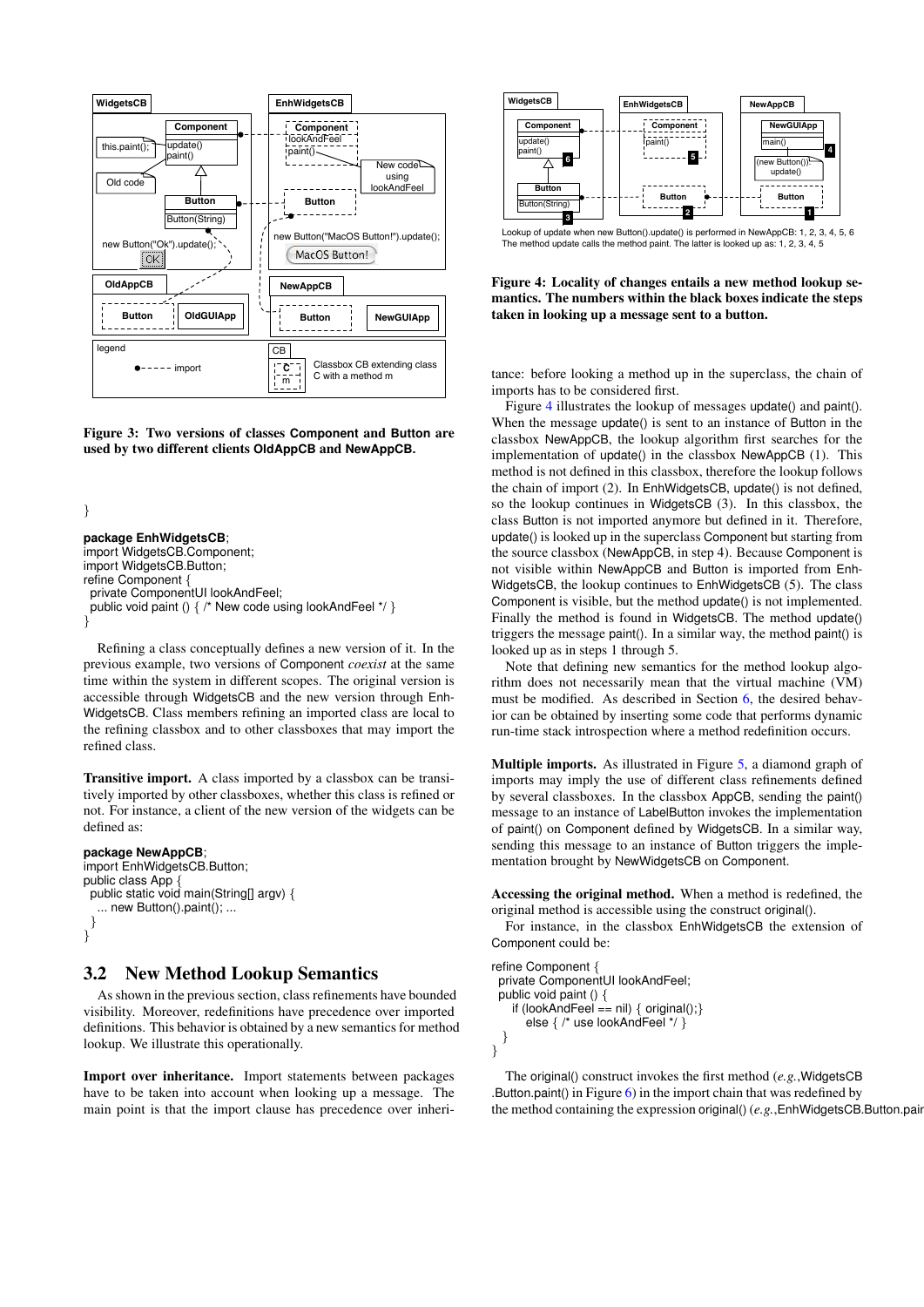**Figure 3: Two versions of classes Component and Button are used by two different clients OldAppCB and NewAppCB.**

```
}
```

```
package EnhWidgetsCB;
import WidgetsCB.Component;
import WidgetsCB.Button;
refine Component {
  private ComponentUI lookAndFeel;
  public void paint () { /* New code using lookAndFeel */ }
}
```

Refining a class conceptually defines a new version of it. In the previous example, two versions of Component *coexist* at the same time within the system in different scopes. The original version is accessible through WidgetsCB and the new version through EnhWidgetsCB. Class members refining an imported class are local to the refining classbox and to other classboxes that may import the refined class.

**Transitive import.** A class imported by a classbox can be transitively imported by other classboxes, whether this class is refined or not. For instance, a client of the new version of the widgets can be defined as:

```
package NewAppCB;
import EnhWidgetsCB.Button;
public class App {
  public static void main(String[] argv) {
    ... new Button().paint(); ...
  }
}
```

## 3.2 New Method Lookup Semantics

As shown in the previous section, class refinements have bounded visibility. Moreover, redefinitions have precedence over imported definitions. This behavior is obtained by a new semantics for method lookup. We illustrate this operationally.

**Import over inheritance.** Import statements between packages have to be taken into account when looking up a message. The main point is that the import clause has precedence over inheritance: before looking a method up in the superclass, the chain of imports has to be considered first.

Figure 4 illustrates the lookup of messages update() and paint(). When the message update() is sent to an instance of Button in the classbox NewAppCB, the lookup algorithm first searches for the implementation of update() in the classbox NewAppCB (1). This method is not defined in this classbox, therefore the lookup follows the chain of import (2). In EnhWidgetsCB, update() is not defined, so the lookup continues in WidgetsCB (3). In this classbox, the class Button is not imported anymore but defined in it. Therefore, update() is looked up in the superclass Component but starting from the source classbox (NewAppCB, in step 4). Because Component is not visible within NewAppCB and Button is imported from EnhWidgetsCB, the lookup continues to EnhWidgetsCB (5). The class Component is visible, but the method update() is not implemented. Finally the method is found in WidgetsCB. The method update() triggers the message paint(). In a similar way, the method paint() is looked up as in steps 1 through 5.

Note that defining new semantics for the method lookup algorithm does not necessarily mean that the virtual machine (VM) must be modified. As described in Section 6, the desired behavior can be obtained by inserting some code that performs dynamic run-time stack introspection where a method redefinition occurs.

**Multiple imports.** As illustrated in Figure 5, a diamond graph of imports may imply the use of different class refinements defined by several classboxes. In the classbox AppCB, sending the paint() message to an instance of LabelButton invokes the implementation of paint() on Component defined by WidgetsCB. In a similar way, sending this message to an instance of Button triggers the implementation brought by NewWidgetsCB on Component.

**Accessing the original method.** When a method is redefined, the original method is accessible using the construct original().

For instance, in the classbox EnhWidgetsCB the extension of Component could be:

```
refine Component {
  private ComponentUI lookAndFeel;
  public void paint () {
    if (lookAndFeel == nil) { original();}
      else { /* use lookAndFeel */ }
  }
}
```

The original() construct invokes the first method (*e.g.*,WidgetsCB .Button.paint() in Figure 6) in the import chain that was redefined by the method containing the expression original() (*e.g.*,EnhWidgetsCB.Button.pair

Lookup of update when new Button().update() is performed in NewAppCB: 1, 2, 3, 4, 5, 6
The method update calls the method paint. The latter is looked up as: 1, 2, 3, 4, 5

**Figure 4: Locality of changes entails a new method lookup semantics. The numbers within the black boxes indicate the steps taken in looking up a message sent to a button.**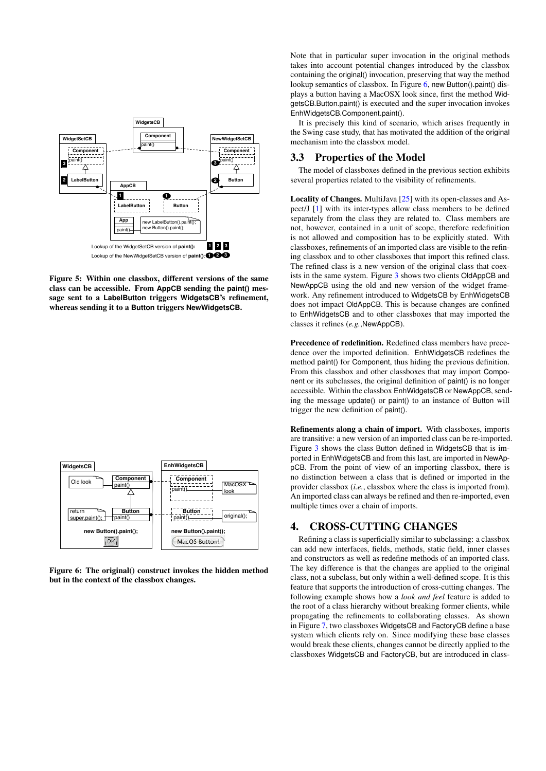Figure 5: Within one classbox, different versions of the same class can be accessible. From AppCB sending the paint() message sent to a LabelButton triggers WidgetsCB's refinement, whereas sending it to a Button triggers NewWidgetsCB.

Figure 6: The original() construct invokes the hidden method but in the context of the classbox changes.

Note that in particular super invocation in the original methods takes into account potential changes introduced by the classbox containing the original() invocation, preserving that way the method lookup semantics of classbox. In Figure 6, new Button().paint() displays a button having a MacOSX look since, first the method WidgetsCB.Button.paint() is executed and the super invocation invokes EnhWidgetsCB.Component.paint().

It is precisely this kind of scenario, which arises frequently in the Swing case study, that has motivated the addition of the original mechanism into the classbox model.

## 3.3 Properties of the Model

The model of classboxes defined in the previous section exhibits several properties related to the visibility of refinements.

**Locality of Changes.** MultiJava [25] with its open-classes and Aspect/J [1] with its inter-types allow class members to be defined separately from the class they are related to. Class members are not, however, contained in a unit of scope, therefore redefinition is not allowed and composition has to be explicitly stated. With classboxes, refinements of an imported class are visible to the refining classbox and to other classboxes that import this refined class. The refined class is a new version of the original class that coexists in the same system. Figure 3 shows two clients OldAppCB and NewAppCB using the old and new version of the widget framework. Any refinement introduced to WidgetsCB by EnhWidgetsCB does not impact OldAppCB. This is because changes are confined to EnhWidgetsCB and to other classboxes that may imported the classes it refines (*e.g.*,NewAppCB).

**Precedence of redefinition.** Redefined class members have precedence over the imported definition. EnhWidgetsCB redefines the method paint() for Component, thus hiding the previous definition. From this classbox and other classboxes that may import Component or its subclasses, the original definition of paint() is no longer accessible. Within the classbox EnhWidgetsCB or NewAppCB, sending the message update() or paint() to an instance of Button will trigger the new definition of paint().

**Refinements along a chain of import.** With classboxes, imports are transitive: a new version of an imported class can be re-imported. Figure 3 shows the class Button defined in WidgetsCB that is imported in EnhWidgetsCB and from this last, are imported in NewAppCB. From the point of view of an importing classbox, there is no distinction between a class that is defined or imported in the provider classbox (*i.e.*, classbox where the class is imported from). An imported class can always be refined and then re-imported, even multiple times over a chain of imports.

# 4. CROSS-CUTTING CHANGES

Refining a class is superficially similar to subclassing: a classbox can add new interfaces, fields, methods, static field, inner classes and constructors as well as redefine methods of an imported class. The key difference is that the changes are applied to the original class, not a subclass, but only within a well-defined scope. It is this feature that supports the introduction of cross-cutting changes. The following example shows how a *look and feel* feature is added to the root of a class hierarchy without breaking former clients, while propagating the refinements to collaborating classes. As shown in Figure 7, two classboxes WidgetsCB and FactoryCB define a base system which clients rely on. Since modifying these base classes would break these clients, changes cannot be directly applied to the classboxes WidgetsCB and FactoryCB, but are introduced in class-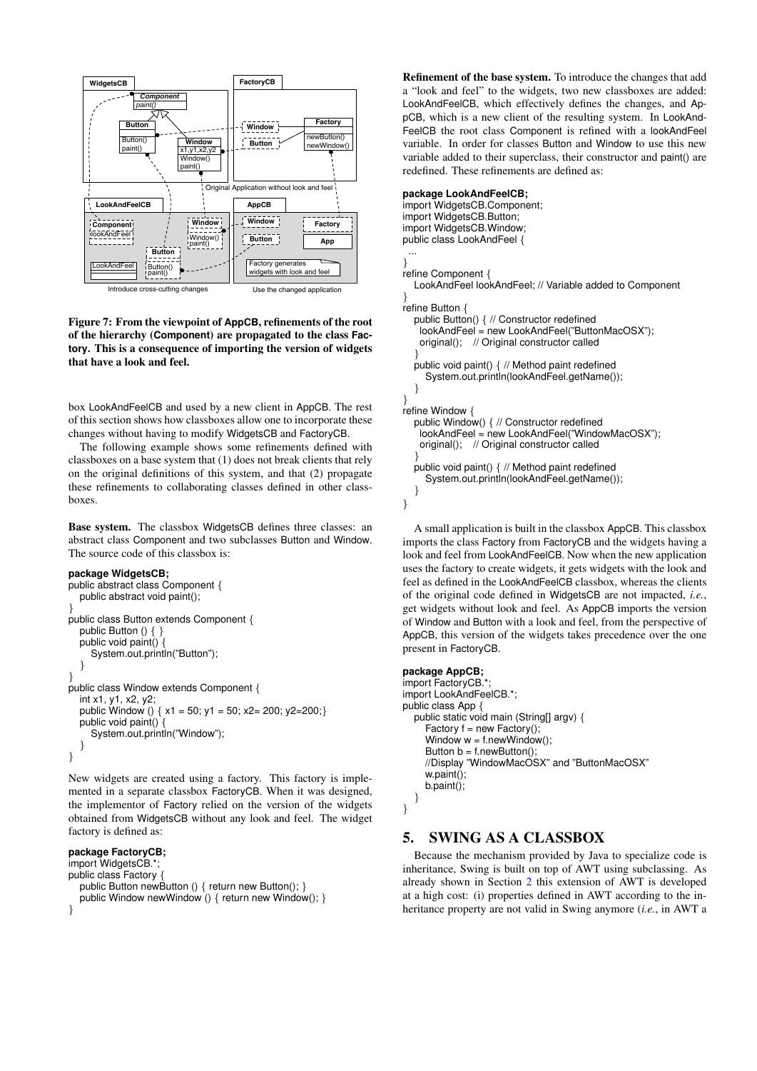Figure 7: From the viewpoint of AppCB, refinements of the root of the hierarchy (Component) are propagated to the class Factory. This is a consequence of importing the version of widgets that have a look and feel.

box LookAndFeelCB and used by a new client in AppCB. The rest of this section shows how classboxes allow one to incorporate these changes without having to modify WidgetsCB and FactoryCB.

The following example shows some refinements defined with classboxes on a base system that (1) does not break clients that rely on the original definitions of this system, and that (2) propagate these refinements to collaborating classes defined in other classboxes.

**Base system.** The classbox WidgetsCB defines three classes: an abstract class Component and two subclasses Button and Window. The source code of this classbox is:

```
package WidgetsCB;
public abstract class Component {
   public abstract void paint();
}
public class Button extends Component {
   public Button () { }
   public void paint() {
      System.out.println("Button");
   }
}
public class Window extends Component {
   int x1, y1, x2, y2;
   public Window () { x1 = 50; y1 = 50; x2= 200; y2=200;}
   public void paint() {
      System.out.println("Window");
   }
}
```

New widgets are created using a factory. This factory is implemented in a separate classbox FactoryCB. When it was designed, the implementor of Factory relied on the version of the widgets obtained from WidgetsCB without any look and feel. The widget factory is defined as:

```
package FactoryCB;
import WidgetsCB.*;
public class Factory {
   public Button newButton () { return new Button(); }
   public Window newWindow () { return new Window(); }
}
```

**Refinement of the base system.** To introduce the changes that add a "look and feel" to the widgets, two new classboxes are added: LookAndFeelCB, which effectively defines the changes, and AppCB, which is a new client of the resulting system. In LookAndFeelCB the root class Component is refined with a lookAndFeel variable. In order for classes Button and Window to use this new variable added to their superclass, their constructor and paint() are redefined. These refinements are defined as:

```
package LookAndFeelCB;
import WidgetsCB.Component;
import WidgetsCB.Button;
import WidgetsCB.Window;
public class LookAndFeel {
  ...
}
refine Component {
   LookAndFeel lookAndFeel; // Variable added to Component
}
refine Button {
   public Button() { // Constructor redefined
    lookAndFeel = new LookAndFeel("ButtonMacOSX");
    original();   // Original constructor called
   }
   public void paint() { // Method paint redefined
      System.out.println(lookAndFeel.getName());
   }
}
refine Window {
   public Window() { // Constructor redefined
    lookAndFeel = new LookAndFeel("WindowMacOSX");
    original();   // Original constructor called
   }
   public void paint() { // Method paint redefined
      System.out.println(lookAndFeel.getName());
   }
}
```

A small application is built in the classbox AppCB. This classbox imports the class Factory from FactoryCB and the widgets having a look and feel from LookAndFeelCB. Now when the new application uses the factory to create widgets, it gets widgets with the look and feel as defined in the LookAndFeelCB classbox, whereas the clients of the original code defined in WidgetsCB are not impacted, *i.e.*, get widgets without look and feel. As AppCB imports the version of Window and Button with a look and feel, from the perspective of AppCB, this version of the widgets takes precedence over the one present in FactoryCB.

```
package AppCB;
import FactoryCB.*;
import LookAndFeelCB.*;
public class App {
   public static void main (String[] argv) {
      Factory f = new Factory();
      Window w = f.newWindow();
      Button b = f.newButton();
      //Display "WindowMacOSX" and "ButtonMacOSX"
      w.paint();
      b.paint();
   }
}
```

## 5. SWING AS A CLASSBOX

Because the mechanism provided by Java to specialize code is inheritance, Swing is built on top of AWT using subclassing. As already shown in Section 2 this extension of AWT is developed at a high cost: (i) properties defined in AWT according to the inheritance property are not valid in Swing anymore (*i.e.*, in AWT a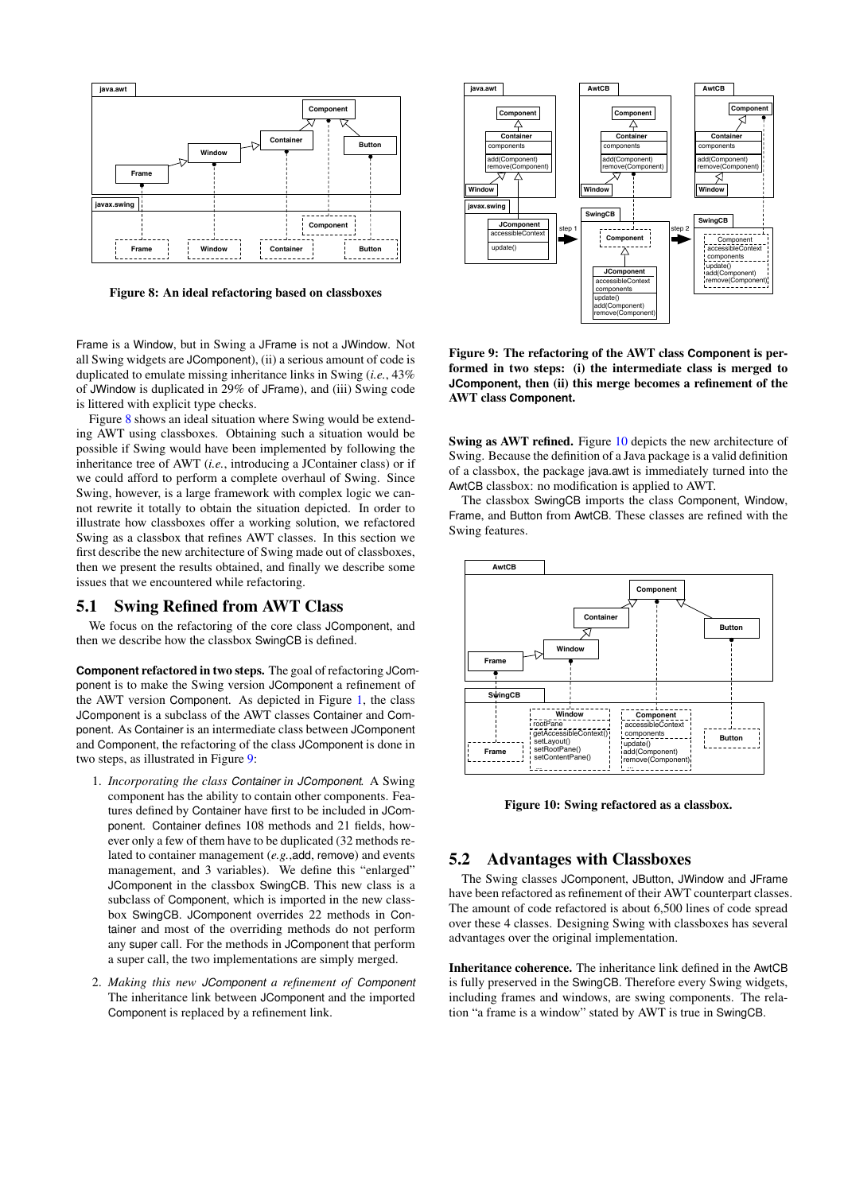Figure 8: An ideal refactoring based on classboxes

Frame is a Window, but in Swing a JFrame is not a JWindow. Not all Swing widgets are JComponent), (ii) a serious amount of code is duplicated to emulate missing inheritance links in Swing (*i.e.*, 43% of JWindow is duplicated in 29% of JFrame), and (iii) Swing code is littered with explicit type checks.

Figure 8 shows an ideal situation where Swing would be extending AWT using classboxes. Obtaining such a situation would be possible if Swing would have been implemented by following the inheritance tree of AWT (*i.e.*, introducing a JContainer class) or if we could afford to perform a complete overhaul of Swing. Since Swing, however, is a large framework with complex logic we cannot rewrite it totally to obtain the situation depicted. In order to illustrate how classboxes offer a working solution, we refactored Swing as a classbox that refines AWT classes. In this section we first describe the new architecture of Swing made out of classboxes, then we present the results obtained, and finally we describe some issues that we encountered while refactoring.

## 5.1 Swing Refined from AWT Class

We focus on the refactoring of the core class JComponent, and then we describe how the classbox SwingCB is defined.

**Component refactored in two steps.** The goal of refactoring JComponent is to make the Swing version JComponent a refinement of the AWT version Component. As depicted in Figure 1, the class JComponent is a subclass of the AWT classes Container and Component. As Container is an intermediate class between JComponent and Component, the refactoring of the class JComponent is done in two steps, as illustrated in Figure 9:

1. *Incorporating the class Container in JComponent.* A Swing component has the ability to contain other components. Features defined by Container have first to be included in JComponent. Container defines 108 methods and 21 fields, however only a few of them have to be duplicated (32 methods related to container management (*e.g.*,add, remove) and events management, and 3 variables). We define this "enlarged" JComponent in the classbox SwingCB. This new class is a subclass of Component, which is imported in the new classbox SwingCB. JComponent overrides 22 methods in Container and most of the overriding methods do not perform any super call. For the methods in JComponent that perform a super call, the two implementations are simply merged.
2. *Making this new JComponent a refinement of Component* The inheritance link between JComponent and the imported Component is replaced by a refinement link.

**Figure 9: The refactoring of the AWT class Component is performed in two steps: (i) the intermediate class is merged to JComponent, then (ii) this merge becomes a refinement of the AWT class Component.**

**Swing as AWT refined.** Figure 10 depicts the new architecture of Swing. Because the definition of a Java package is a valid definition of a classbox, the package java.awt is immediately turned into the AwtCB classbox: no modification is applied to AWT.

The classbox SwingCB imports the class Component, Window, Frame, and Button from AwtCB. These classes are refined with the Swing features.

**Figure 10: Swing refactored as a classbox.**

## 5.2 Advantages with Classboxes

The Swing classes JComponent, JButton, JWindow and JFrame have been refactored as refinement of their AWT counterpart classes. The amount of code refactored is about 6,500 lines of code spread over these 4 classes. Designing Swing with classboxes has several advantages over the original implementation.

**Inheritance coherence.** The inheritance link defined in the AwtCB is fully preserved in the SwingCB. Therefore every Swing widgets, including frames and windows, are swing components. The relation "a frame is a window" stated by AWT is true in SwingCB.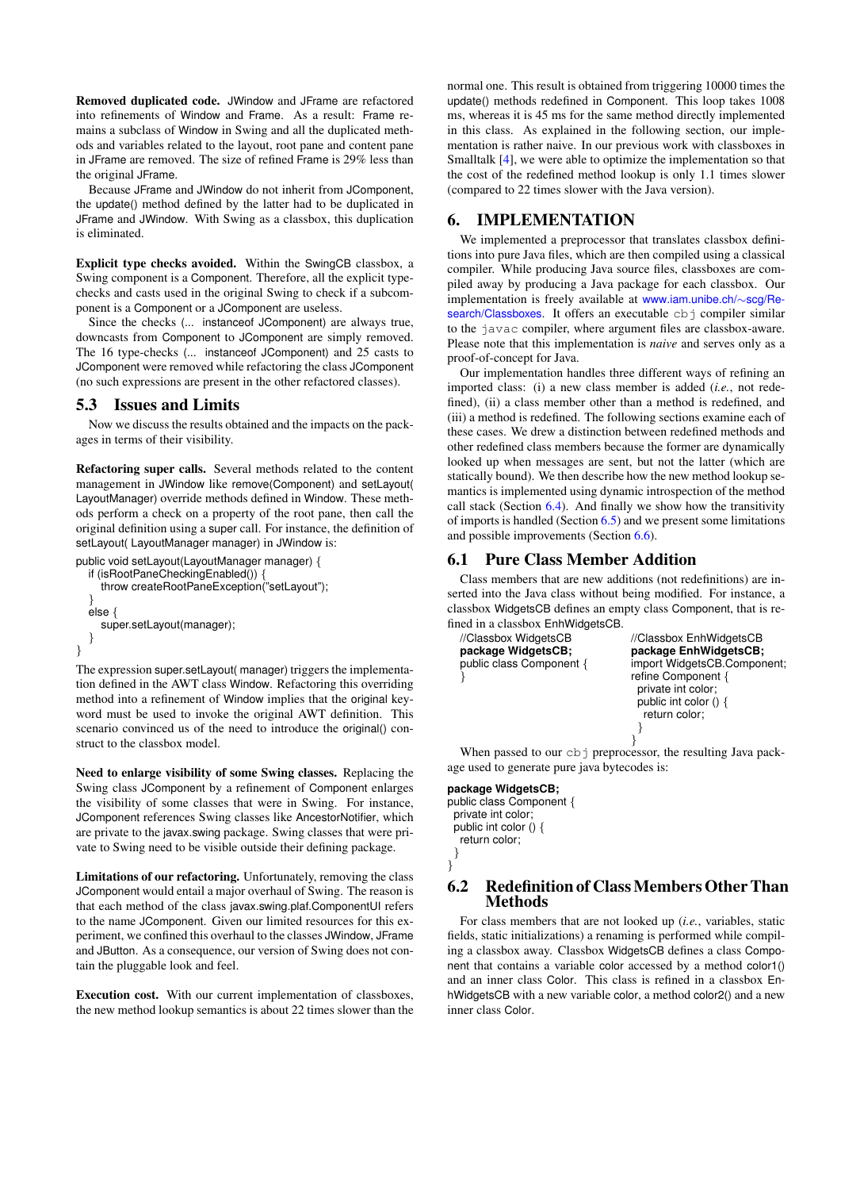**Removed duplicated code.** JWindow and JFrame are refactored into refinements of Window and Frame. As a result: Frame remains a subclass of Window in Swing and all the duplicated methods and variables related to the layout, root pane and content pane in JFrame are removed. The size of refined Frame is 29% less than the original JFrame.

Because JFrame and JWindow do not inherit from JComponent, the update() method defined by the latter had to be duplicated in JFrame and JWindow. With Swing as a classbox, this duplication is eliminated.

**Explicit type checks avoided.** Within the SwingCB classbox, a Swing component is a Component. Therefore, all the explicit type-checks and casts used in the original Swing to check if a subcomponent is a Component or a JComponent are useless.

Since the checks (... instanceof JComponent) are always true, downcasts from Component to JComponent are simply removed. The 16 type-checks (... instanceof JComponent) and 25 casts to JComponent were removed while refactoring the class JComponent (no such expressions are present in the other refactored classes).

## 5.3 Issues and Limits

Now we discuss the results obtained and the impacts on the packages in terms of their visibility.

**Refactoring super calls.** Several methods related to the content management in JWindow like remove(Component) and setLayout( LayoutManager) override methods defined in Window. These methods perform a check on a property of the root pane, then call the original definition using a super call. For instance, the definition of setLayout( LayoutManager manager) in JWindow is:

```
public void setLayout(LayoutManager manager) {
   if (isRootPaneCheckingEnabled()) {
      throw createRootPaneException("setLayout");
   }
   else {
      super.setLayout(manager);
   }
}
```

The expression super.setLayout( manager) triggers the implementation defined in the AWT class Window. Refactoring this overriding method into a refinement of Window implies that the original keyword must be used to invoke the original AWT definition. This scenario convinced us of the need to introduce the original() construct to the classbox model.

**Need to enlarge visibility of some Swing classes.** Replacing the Swing class JComponent by a refinement of Component enlarges the visibility of some classes that were in Swing. For instance, JComponent references Swing classes like AncestorNotifier, which are private to the javax.swing package. Swing classes that were private to Swing need to be visible outside their defining package.

**Limitations of our refactoring.** Unfortunately, removing the class JComponent would entail a major overhaul of Swing. The reason is that each method of the class javax.swing.plaf.ComponentUI refers to the name JComponent. Given our limited resources for this experiment, we confined this overhaul to the classes JWindow, JFrame and JButton. As a consequence, our version of Swing does not contain the pluggable look and feel.

**Execution cost.** With our current implementation of classboxes, the new method lookup semantics is about 22 times slower than the normal one. This result is obtained from triggering 10000 times the update() methods redefined in Component. This loop takes 1008 ms, whereas it is 45 ms for the same method directly implemented in this class. As explained in the following section, our implementation is rather naive. In our previous work with classboxes in Smalltalk [4], we were able to optimize the implementation so that the cost of the redefined method lookup is only 1.1 times slower (compared to 22 times slower with the Java version).

# 6. IMPLEMENTATION

We implemented a preprocessor that translates classbox definitions into pure Java files, which are then compiled using a classical compiler. While producing Java source files, classboxes are compiled away by producing a Java package for each classbox. Our implementation is freely available at www.iam.unibe.ch/~scg/Research/Classboxes. It offers an executable `cbj` compiler similar to the `javac` compiler, where argument files are classbox-aware. Please note that this implementation is *naive* and serves only as a proof-of-concept for Java.

Our implementation handles three different ways of refining an imported class: (i) a new class member is added (*i.e.*, not redefined), (ii) a class member other than a method is redefined, and (iii) a method is redefined. The following sections examine each of these cases. We drew a distinction between redefined methods and other redefined class members because the former are dynamically looked up when messages are sent, but not the latter (which are statically bound). We then describe how the new method lookup semantics is implemented using dynamic introspection of the method call stack (Section 6.4). And finally we show how the transitivity of imports is handled (Section 6.5) and we present some limitations and possible improvements (Section 6.6).

## 6.1 Pure Class Member Addition

Class members that are new additions (not redefinitions) are inserted into the Java class without being modified. For instance, a classbox WidgetsCB defines an empty class Component, that is refined in a classbox EnhWidgetsCB.

```
//Classbox WidgetsCB
package WidgetsCB;
public class Component {
}
```

```
//Classbox EnhWidgetsCB
package EnhWidgetsCB;
import WidgetsCB.Component;
refine Component {
  private int color;
  public int color () {
    return color;
  }
}
```

When passed to our `cbj` preprocessor, the resulting Java package used to generate pure java bytecodes is:

```
package WidgetsCB;
public class Component {
  private int color;
  public int color () {
    return color;
  }
}
```

## 6.2 Redefinition of Class Members Other Than Methods

For class members that are not looked up (*i.e.*, variables, static fields, static initializations) a renaming is performed while compiling a classbox away. Classbox WidgetsCB defines a class Component that contains a variable color accessed by a method color1() and an inner class Color. This class is refined in a classbox EnhWidgetsCB with a new variable color, a method color2() and a new inner class Color.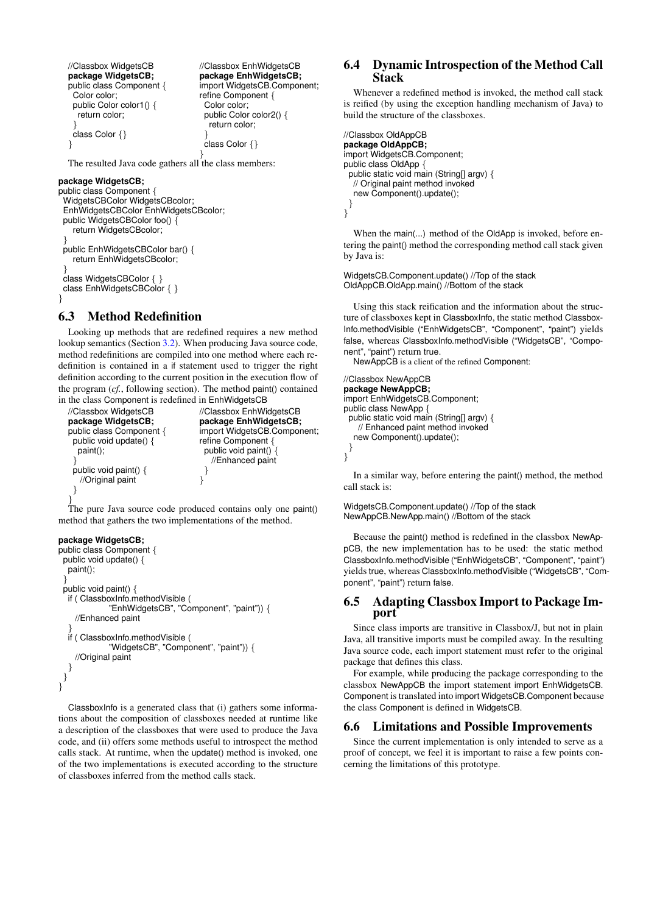```
//Classbox WidgetsCB
package WidgetsCB;
public class Component {
  Color color;
  public Color color1() {
    return color;
  }
  class Color {}
}
```

```
//Classbox EnhWidgetsCB
package EnhWidgetsCB;
import WidgetsCB.Component;
refine Component {
  Color color;
  public Color color2() {
    return color;
  }
  class Color {}
}
```

The resulted Java code gathers all the class members:

```
package WidgetsCB;
public class Component {
  WidgetsCBColor WidgetsCBcolor;
  EnhWidgetsCBColor EnhWidgetsCBcolor;
  public WidgetsCBColor foo() {
    return WidgetsCBcolor;
  }
  public EnhWidgetsCBColor bar() {
    return EnhWidgetsCBcolor;
  }
  class WidgetsCBColor { }
  class EnhWidgetsCBColor { }
}
```

## 6.3 Method Redefinition

Looking up methods that are redefined requires a new method lookup semantics (Section 3.2). When producing Java source code, method redefinitions are compiled into one method where each redefinition is contained in a if statement used to trigger the right definition according to the current position in the execution flow of the program (*cf.*, following section). The method paint() contained in the class Component is redefined in EnhWidgetsCB

```
//Classbox WidgetsCB
package WidgetsCB;
public class Component {
  public void update() {
    paint();
  }
  public void paint() {
    //Original paint
  }
}
```

```
//Classbox EnhWidgetsCB
package EnhWidgetsCB;
import WidgetsCB.Component;
refine Component {
  public void paint() {
    //Enhanced paint
  }
}
```

The pure Java source code produced contains only one paint() method that gathers the two implementations of the method.

```
package WidgetsCB;
public class Component {
  public void update() {
    paint();
  }
  public void paint() {
    if ( ClassboxInfo.methodVisible (
              "EnhWidgetsCB", "Component", "paint")) {
      //Enhanced paint
    }
    if ( ClassboxInfo.methodVisible (
              "WidgetsCB", "Component", "paint")) {
      //Original paint
    }
  }
}
```

ClassboxInfo is a generated class that (i) gathers some informations about the composition of classboxes needed at runtime like a description of the classboxes that were used to produce the Java code, and (ii) offers some methods useful to introspect the method calls stack. At runtime, when the update() method is invoked, one of the two implementations is executed according to the structure of classboxes inferred from the method calls stack.

## 6.4 Dynamic Introspection of the Method Call Stack

Whenever a redefined method is invoked, the method call stack is reified (by using the exception handling mechanism of Java) to build the structure of the classboxes.

```
//Classbox OldAppCB
package OldAppCB;
import WidgetsCB.Component;
public class OldApp {
  public static void main (String[] argv) {
    // Original paint method invoked
    new Component().update();
  }
}
```

When the main(...) method of the OldApp is invoked, before entering the paint() method the corresponding method call stack given by Java is:

```
WidgetsCB.Component.update() //Top of the stack
OldAppCB.OldApp.main() //Bottom of the stack
```

Using this stack reification and the information about the structure of classboxes kept in ClassboxInfo, the static method ClassboxInfo.methodVisible ("EnhWidgetsCB", "Component", "paint") yields false, whereas ClassboxInfo.methodVisible ("WidgetsCB", "Component", "paint") return true.

NewAppCB is a client of the refined Component:

```
//Classbox NewAppCB
package NewAppCB;
import EnhWidgetsCB.Component;
public class NewApp {
  public static void main (String[] argv) {
    // Enhanced paint method invoked
    new Component().update();
  }
}
```

In a similar way, before entering the paint() method, the method call stack is:

```
WidgetsCB.Component.update() //Top of the stack
NewAppCB.NewApp.main() //Bottom of the stack
```

Because the paint() method is redefined in the classbox NewAppCB, the new implementation has to be used: the static method ClassboxInfo.methodVisible ("EnhWidgetsCB", "Component", "paint") yields true, whereas ClassboxInfo.methodVisible ("WidgetsCB", "Component", "paint") return false.

## 6.5 Adapting Classbox Import to Package Import

Since class imports are transitive in Classbox/J, but not in plain Java, all transitive imports must be compiled away. In the resulting Java source code, each import statement must refer to the original package that defines this class.

For example, while producing the package corresponding to the classbox NewAppCB the import statement import EnhWidgetsCB.Component is translated into import WidgetsCB.Component because the class Component is defined in WidgetsCB.

## 6.6 Limitations and Possible Improvements

Since the current implementation is only intended to serve as a proof of concept, we feel it is important to raise a few points concerning the limitations of this prototype.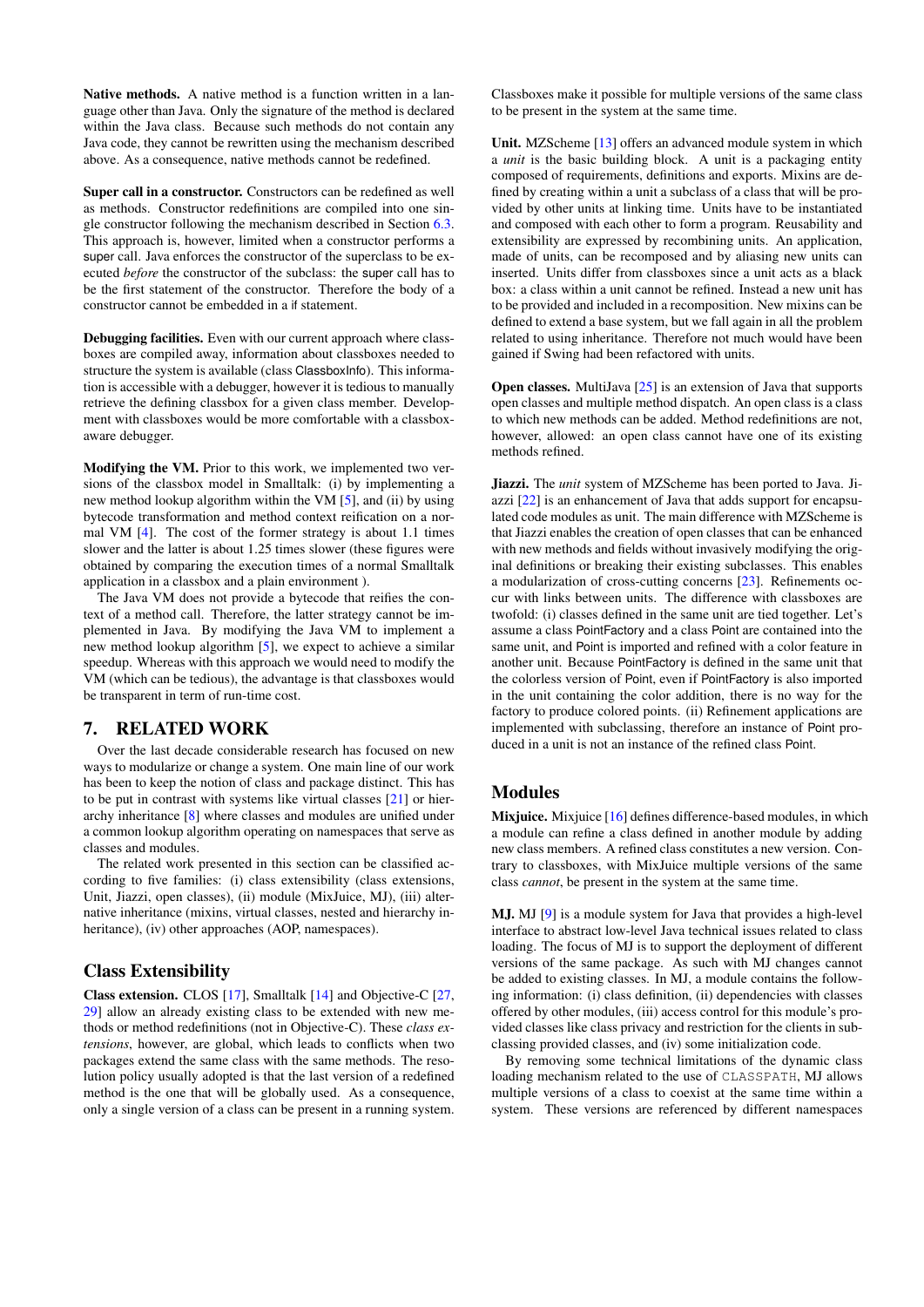**Native methods.** A native method is a function written in a language other than Java. Only the signature of the method is declared within the Java class. Because such methods do not contain any Java code, they cannot be rewritten using the mechanism described above. As a consequence, native methods cannot be redefined.

**Super call in a constructor.** Constructors can be redefined as well as methods. Constructor redefinitions are compiled into one single constructor following the mechanism described in Section 6.3. This approach is, however, limited when a constructor performs a super call. Java enforces the constructor of the superclass to be executed *before* the constructor of the subclass: the super call has to be the first statement of the constructor. Therefore the body of a constructor cannot be embedded in a if statement.

**Debugging facilities.** Even with our current approach where classboxes are compiled away, information about classboxes needed to structure the system is available (class ClassboxInfo). This information is accessible with a debugger, however it is tedious to manually retrieve the defining classbox for a given class member. Development with classboxes would be more comfortable with a classbox-aware debugger.

**Modifying the VM.** Prior to this work, we implemented two versions of the classbox model in Smalltalk: (i) by implementing a new method lookup algorithm within the VM [5], and (ii) by using bytecode transformation and method context reification on a normal VM [4]. The cost of the former strategy is about 1.1 times slower and the latter is about 1.25 times slower (these figures were obtained by comparing the execution times of a normal Smalltalk application in a classbox and a plain environment ).

The Java VM does not provide a bytecode that reifies the context of a method call. Therefore, the latter strategy cannot be implemented in Java. By modifying the Java VM to implement a new method lookup algorithm [5], we expect to achieve a similar speedup. Whereas with this approach we would need to modify the VM (which can be tedious), the advantage is that classboxes would be transparent in term of run-time cost.

# 7. RELATED WORK

Over the last decade considerable research has focused on new ways to modularize or change a system. One main line of our work has been to keep the notion of class and package distinct. This has to be put in contrast with systems like virtual classes [21] or hierarchy inheritance [8] where classes and modules are unified under a common lookup algorithm operating on namespaces that serve as classes and modules.

The related work presented in this section can be classified according to five families: (i) class extensibility (class extensions, Unit, Jiazzi, open classes), (ii) module (MixJuice, MJ), (iii) alternative inheritance (mixins, virtual classes, nested and hierarchy inheritance), (iv) other approaches (AOP, namespaces).

## Class Extensibility

**Class extension.** CLOS [17], Smalltalk [14] and Objective-C [27, 29] allow an already existing class to be extended with new methods or method redefinitions (not in Objective-C). These *class extensions*, however, are global, which leads to conflicts when two packages extend the same class with the same methods. The resolution policy usually adopted is that the last version of a redefined method is the one that will be globally used. As a consequence, only a single version of a class can be present in a running system. Classboxes make it possible for multiple versions of the same class to be present in the system at the same time.

**Unit.** MZScheme [13] offers an advanced module system in which a *unit* is the basic building block. A unit is a packaging entity composed of requirements, definitions and exports. Mixins are defined by creating within a unit a subclass of a class that will be provided by other units at linking time. Units have to be instantiated and composed with each other to form a program. Reusability and extensibility are expressed by recombining units. An application, made of units, can be recomposed and by aliasing new units can inserted. Units differ from classboxes since a unit acts as a black box: a class within a unit cannot be refined. Instead a new unit has to be provided and included in a recomposition. New mixins can be defined to extend a base system, but we fall again in all the problem related to using inheritance. Therefore not much would have been gained if Swing had been refactored with units.

**Open classes.** MultiJava [25] is an extension of Java that supports open classes and multiple method dispatch. An open class is a class to which new methods can be added. Method redefinitions are not, however, allowed: an open class cannot have one of its existing methods refined.

**Jiazzi.** The *unit* system of MZScheme has been ported to Java. Jiazzi [22] is an enhancement of Java that adds support for encapsulated code modules as unit. The main difference with MZScheme is that Jiazzi enables the creation of open classes that can be enhanced with new methods and fields without invasively modifying the original definitions or breaking their existing subclasses. This enables a modularization of cross-cutting concerns [23]. Refinements occur with links between units. The difference with classboxes are twofold: (i) classes defined in the same unit are tied together. Let's assume a class PointFactory and a class Point are contained into the same unit, and Point is imported and refined with a color feature in another unit. Because PointFactory is defined in the same unit that the colorless version of Point, even if PointFactory is also imported in the unit containing the color addition, there is no way for the factory to produce colored points. (ii) Refinement applications are implemented with subclassing, therefore an instance of Point produced in a unit is not an instance of the refined class Point.

## Modules

**Mixjuice.** Mixjuice [16] defines difference-based modules, in which a module can refine a class defined in another module by adding new class members. A refined class constitutes a new version. Contrary to classboxes, with MixJuice multiple versions of the same class *cannot*, be present in the system at the same time.

**MJ.** MJ [9] is a module system for Java that provides a high-level interface to abstract low-level Java technical issues related to class loading. The focus of MJ is to support the deployment of different versions of the same package. As such with MJ changes cannot be added to existing classes. In MJ, a module contains the following information: (i) class definition, (ii) dependencies with classes offered by other modules, (iii) access control for this module's provided classes like class privacy and restriction for the clients in subclassing provided classes, and (iv) some initialization code.

By removing some technical limitations of the dynamic class loading mechanism related to the use of CLASSPATH, MJ allows multiple versions of a class to coexist at the same time within a system. These versions are referenced by different namespaces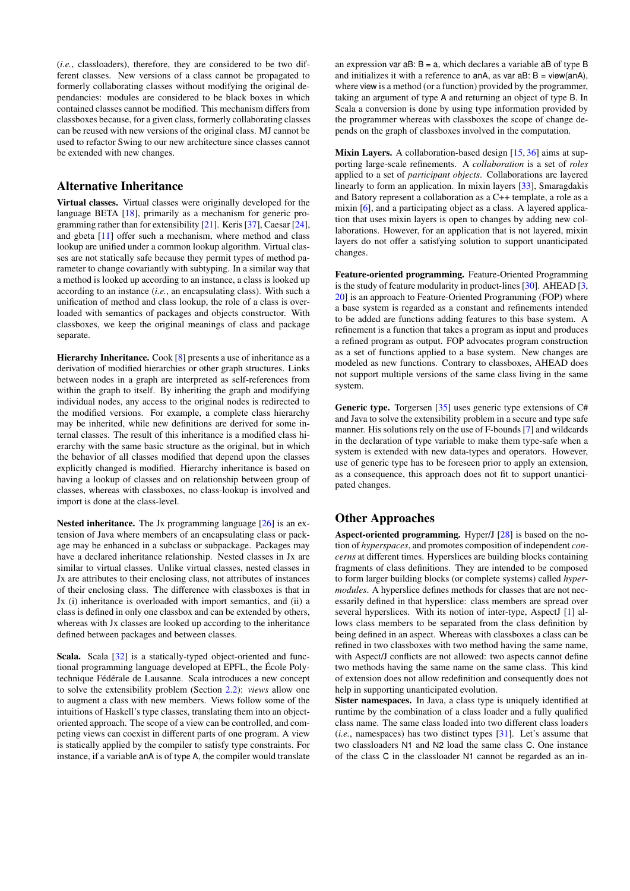(*i.e.*, classloaders), therefore, they are considered to be two different classes. New versions of a class cannot be propagated to formerly collaborating classes without modifying the original dependencies: modules are considered to be black boxes in which contained classes cannot be modified. This mechanism differs from classboxes because, for a given class, formerly collaborating classes can be reused with new versions of the original class. MJ cannot be used to refactor Swing to our new architecture since classes cannot be extended with new changes.

## Alternative Inheritance

**Virtual classes.** Virtual classes were originally developed for the language BETA [18], primarily as a mechanism for generic programming rather than for extensibility [21]. Keris [37], Caesar [24], and gbeta [11] offer such a mechanism, where method and class lookup are unified under a common lookup algorithm. Virtual classes are not statically safe because they permit types of method parameter to change covariantly with subtyping. In a similar way that a method is looked up according to an instance, a class is looked up according to an instance (*i.e.*, an encapsulating class). With such a unification of method and class lookup, the role of a class is overloaded with semantics of packages and objects constructor. With classboxes, we keep the original meanings of class and package separate.

**Hierarchy Inheritance.** Cook [8] presents a use of inheritance as a derivation of modified hierarchies or other graph structures. Links between nodes in a graph are interpreted as self-references from within the graph to itself. By inheriting the graph and modifying individual nodes, any access to the original nodes is redirected to the modified versions. For example, a complete class hierarchy may be inherited, while new definitions are derived for some internal classes. The result of this inheritance is a modified class hierarchy with the same basic structure as the original, but in which the behavior of all classes modified that depend upon the classes explicitly changed is modified. Hierarchy inheritance is based on having a lookup of classes and on relationship between group of classes, whereas with classboxes, no class-lookup is involved and import is done at the class-level.

**Nested inheritance.** The Jx programming language [26] is an extension of Java where members of an encapsulating class or package may be enhanced in a subclass or subpackage. Packages may have a declared inheritance relationship. Nested classes in Jx are similar to virtual classes. Unlike virtual classes, nested classes in Jx are attributes to their enclosing class, not attributes of instances of their enclosing class. The difference with classboxes is that in Jx (i) inheritance is overloaded with import semantics, and (ii) a class is defined in only one classbox and can be extended by others, whereas with Jx classes are looked up according to the inheritance defined between packages and between classes.

**Scala.** Scala [32] is a statically-typed object-oriented and functional programming language developed at EPFL, the École Polytechnique Fédérale de Lausanne. Scala introduces a new concept to solve the extensibility problem (Section 2.2): *views* allow one to augment a class with new members. Views follow some of the intuitions of Haskell's type classes, translating them into an object-oriented approach. The scope of a view can be controlled, and competing views can coexist in different parts of one program. A view is statically applied by the compiler to satisfy type constraints. For instance, if a variable anA is of type A, the compiler would translate an expression var aB: B = a, which declares a variable aB of type B and initializes it with a reference to anA, as var aB: B = view(anA), where view is a method (or a function) provided by the programmer, taking an argument of type A and returning an object of type B. In Scala a conversion is done by using type information provided by the programmer whereas with classboxes the scope of change depends on the graph of classboxes involved in the computation.

**Mixin Layers.** A collaboration-based design [15, 36] aims at supporting large-scale refinements. A *collaboration* is a set of *roles* applied to a set of *participant objects*. Collaborations are layered linearly to form an application. In mixin layers [33], Smaragdakis and Batory represent a collaboration as a C++ template, a role as a mixin [6], and a participating object as a class. A layered application that uses mixin layers is open to changes by adding new collaborations. However, for an application that is not layered, mixin layers do not offer a satisfying solution to support unanticipated changes.

**Feature-oriented programming.** Feature-Oriented Programming is the study of feature modularity in product-lines [30]. AHEAD [3, 20] is an approach to Feature-Oriented Programming (FOP) where a base system is regarded as a constant and refinements intended to be added are functions adding features to this base system. A refinement is a function that takes a program as input and produces a refined program as output. FOP advocates program construction as a set of functions applied to a base system. New changes are modeled as new functions. Contrary to classboxes, AHEAD does not support multiple versions of the same class living in the same system.

**Generic type.** Torgersen [35] uses generic type extensions of C# and Java to solve the extensibility problem in a secure and type safe manner. His solutions rely on the use of F-bounds [7] and wildcards in the declaration of type variable to make them type-safe when a system is extended with new data-types and operators. However, use of generic type has to be foreseen prior to apply an extension, as a consequence, this approach does not fit to support unanticipated changes.

## Other Approaches

**Aspect-oriented programming.** Hyper/J [28] is based on the notion of *hyperspaces*, and promotes composition of independent *concerns* at different times. Hyperslices are building blocks containing fragments of class definitions. They are intended to be composed to form larger building blocks (or complete systems) called *hypermodules*. A hyperslice defines methods for classes that are not necessarily defined in that hyperslice: class members are spread over several hyperslices. With its notion of inter-type, AspectJ [1] allows class members to be separated from the class definition by being defined in an aspect. Whereas with classboxes a class can be refined in two classboxes with two method having the same name, with Aspect/J conflicts are not allowed: two aspects cannot define two methods having the same name on the same class. This kind of extension does not allow redefinition and consequently does not help in supporting unanticipated evolution.

**Sister namespaces.** In Java, a class type is uniquely identified at runtime by the combination of a class loader and a fully qualified class name. The same class loaded into two different class loaders (*i.e.*, namespaces) has two distinct types [31]. Let's assume that two classloaders N1 and N2 load the same class C. One instance of the class C in the classloader N1 cannot be regarded as an in-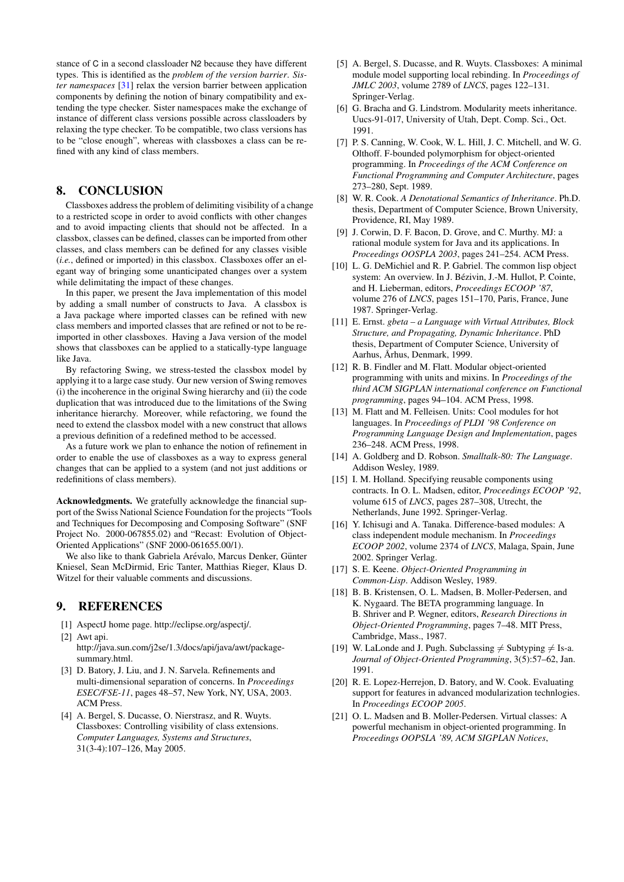stance of C in a second classloader N2 because they have different types. This is identified as the *problem of the version barrier*. *Sister namespaces* [31] relax the version barrier between application components by defining the notion of binary compatibility and extending the type checker. Sister namespaces make the exchange of instance of different class versions possible across classloaders by relaxing the type checker. To be compatible, two class versions has to be "close enough", whereas with classboxes a class can be refined with any kind of class members.

## 8. CONCLUSION

Classboxes address the problem of delimiting visibility of a change to a restricted scope in order to avoid conflicts with other changes and to avoid impacting clients that should not be affected. In a classbox, classes can be defined, classes can be imported from other classes, and class members can be defined for any classes visible (*i.e.*, defined or imported) in this classbox. Classboxes offer an elegant way of bringing some unanticipated changes over a system while delimitating the impact of these changes.

In this paper, we present the Java implementation of this model by adding a small number of constructs to Java. A classbox is a Java package where imported classes can be refined with new class members and imported classes that are refined or not to be reimported in other classboxes. Having a Java version of the model shows that classboxes can be applied to a statically-type language like Java.

By refactoring Swing, we stress-tested the classbox model by applying it to a large case study. Our new version of Swing removes (i) the incoherence in the original Swing hierarchy and (ii) the code duplication that was introduced due to the limitations of the Swing inheritance hierarchy. Moreover, while refactoring, we found the need to extend the classbox model with a new construct that allows a previous definition of a redefined method to be accessed.

As a future work we plan to enhance the notion of refinement in order to enable the use of classboxes as a way to express general changes that can be applied to a system (and not just additions or redefinitions of class members).

**Acknowledgments.** We gratefully acknowledge the financial support of the Swiss National Science Foundation for the projects "Tools and Techniques for Decomposing and Composing Software" (SNF Project No. 2000-067855.02) and "Recast: Evolution of Object-Oriented Applications" (SNF 2000-061655.00/1).

We also like to thank Gabriela Arévalo, Marcus Denker, Günter Kniesel, Sean McDirmid, Eric Tanter, Matthias Rieger, Klaus D. Witzel for their valuable comments and discussions.

## 9. REFERENCES

[1] AspectJ home page. http://eclipse.org/aspectj/.

[2] Awt api. http://java.sun.com/j2se/1.3/docs/api/java/awt/package-summary.html.

[3] D. Batory, J. Liu, and J. N. Sarvela. Refinements and multi-dimensional separation of concerns. In *Proceedings ESEC/FSE-11*, pages 48–57, New York, NY, USA, 2003. ACM Press.

[4] A. Bergel, S. Ducasse, O. Nierstrasz, and R. Wuyts. Classboxes: Controlling visibility of class extensions. *Computer Languages, Systems and Structures*, 31(3-4):107–126, May 2005.

[5] A. Bergel, S. Ducasse, and R. Wuyts. Classboxes: A minimal module model supporting local rebinding. In *Proceedings of JMLC 2003*, volume 2789 of *LNCS*, pages 122–131. Springer-Verlag.

[6] G. Bracha and G. Lindstrom. Modularity meets inheritance. Uucs-91-017, University of Utah, Dept. Comp. Sci., Oct. 1991.

[7] P. S. Canning, W. Cook, W. L. Hill, J. C. Mitchell, and W. G. Olthoff. F-bounded polymorphism for object-oriented programming. In *Proceedings of the ACM Conference on Functional Programming and Computer Architecture*, pages 273–280, Sept. 1989.

[8] W. R. Cook. *A Denotational Semantics of Inheritance*. Ph.D. thesis, Department of Computer Science, Brown University, Providence, RI, May 1989.

[9] J. Corwin, D. F. Bacon, D. Grove, and C. Murthy. MJ: a rational module system for Java and its applications. In *Proceedings OOSPLA 2003*, pages 241–254. ACM Press.

[10] L. G. DeMichiel and R. P. Gabriel. The common lisp object system: An overview. In J. Bézivin, J.-M. Hullot, P. Cointe, and H. Lieberman, editors, *Proceedings ECOOP '87*, volume 276 of *LNCS*, pages 151–170, Paris, France, June 1987. Springer-Verlag.

[11] E. Ernst. *gbeta – a Language with Virtual Attributes, Block Structure, and Propagating, Dynamic Inheritance*. PhD thesis, Department of Computer Science, University of Aarhus, Århus, Denmark, 1999.

[12] R. B. Findler and M. Flatt. Modular object-oriented programming with units and mixins. In *Proceedings of the third ACM SIGPLAN international conference on Functional programming*, pages 94–104. ACM Press, 1998.

[13] M. Flatt and M. Felleisen. Units: Cool modules for hot languages. In *Proceedings of PLDI '98 Conference on Programming Language Design and Implementation*, pages 236–248. ACM Press, 1998.

[14] A. Goldberg and D. Robson. *Smalltalk-80: The Language*. Addison Wesley, 1989.

[15] I. M. Holland. Specifying reusable components using contracts. In O. L. Madsen, editor, *Proceedings ECOOP '92*, volume 615 of *LNCS*, pages 287–308, Utrecht, the Netherlands, June 1992. Springer-Verlag.

[16] Y. Ichisugi and A. Tanaka. Difference-based modules: A class independent module mechanism. In *Proceedings ECOOP 2002*, volume 2374 of *LNCS*, Malaga, Spain, June 2002. Springer Verlag.

[17] S. E. Keene. *Object-Oriented Programming in Common-Lisp*. Addison Wesley, 1989.

[18] B. B. Kristensen, O. L. Madsen, B. Moller-Pedersen, and K. Nygaard. The BETA programming language. In B. Shriver and P. Wegner, editors, *Research Directions in Object-Oriented Programming*, pages 7–48. MIT Press, Cambridge, Mass., 1987.

[19] W. LaLonde and J. Pugh. Subclassing $\neq$ Subtyping $\neq$ Is-a. *Journal of Object-Oriented Programming*, 3(5):57–62, Jan. 1991.

[20] R. E. Lopez-Herrejon, D. Batory, and W. Cook. Evaluating support for features in advanced modularization technlogies. In *Proceedings ECOOP 2005*.

[21] O. L. Madsen and B. Moller-Pedersen. Virtual classes: A powerful mechanism in object-oriented programming. In *Proceedings OOPSLA '89, ACM SIGPLAN Notices*,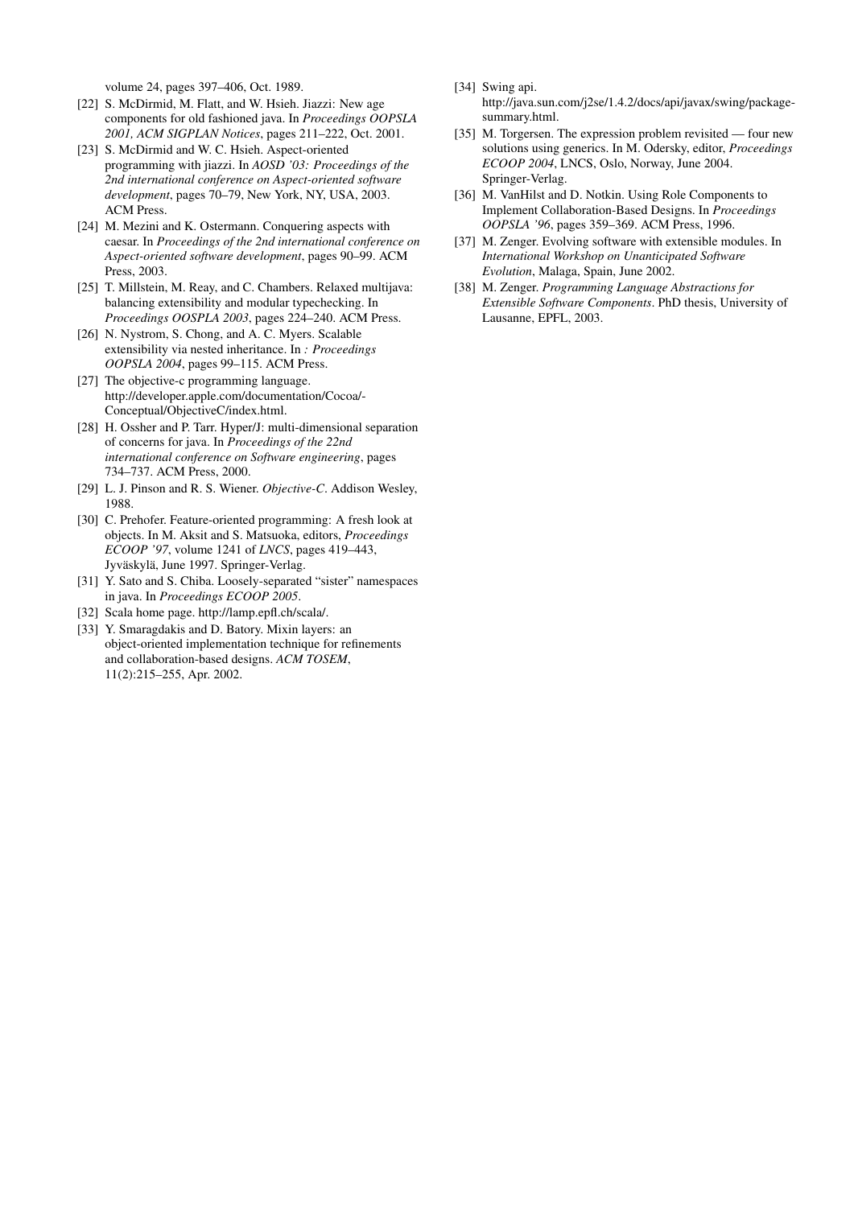volume 24, pages 397–406, Oct. 1989.

[22] S. McDirmid, M. Flatt, and W. Hsieh. Jiazzi: New age components for old fashioned java. In *Proceedings OOPSLA 2001, ACM SIGPLAN Notices*, pages 211–222, Oct. 2001.

[23] S. McDirmid and W. C. Hsieh. Aspect-oriented programming with jiazzi. In *AOSD '03: Proceedings of the 2nd international conference on Aspect-oriented software development*, pages 70–79, New York, NY, USA, 2003. ACM Press.

[24] M. Mezini and K. Ostermann. Conquering aspects with caesar. In *Proceedings of the 2nd international conference on Aspect-oriented software development*, pages 90–99. ACM Press, 2003.

[25] T. Millstein, M. Reay, and C. Chambers. Relaxed multijava: balancing extensibility and modular typechecking. In *Proceedings OOSPLA 2003*, pages 224–240. ACM Press.

[26] N. Nystrom, S. Chong, and A. C. Myers. Scalable extensibility via nested inheritance. In *: Proceedings OOPSLA 2004*, pages 99–115. ACM Press.

[27] The objective-c programming language. http://developer.apple.com/documentation/Cocoa/-Conceptual/ObjectiveC/index.html.

[28] H. Ossher and P. Tarr. Hyper/J: multi-dimensional separation of concerns for java. In *Proceedings of the 22nd international conference on Software engineering*, pages 734–737. ACM Press, 2000.

[29] L. J. Pinson and R. S. Wiener. *Objective-C*. Addison Wesley, 1988.

[30] C. Prehofer. Feature-oriented programming: A fresh look at objects. In M. Aksit and S. Matsuoka, editors, *Proceedings ECOOP '97*, volume 1241 of *LNCS*, pages 419–443, Jyväskylä, June 1997. Springer-Verlag.

[31] Y. Sato and S. Chiba. Loosely-separated "sister" namespaces in java. In *Proceedings ECOOP 2005*.

[32] Scala home page. http://lamp.epfl.ch/scala/.

[33] Y. Smaragdakis and D. Batory. Mixin layers: an object-oriented implementation technique for refinements and collaboration-based designs. *ACM TOSEM*, 11(2):215–255, Apr. 2002.

[34] Swing api. http://java.sun.com/j2se/1.4.2/docs/api/javax/swing/package-summary.html.

[35] M. Torgersen. The expression problem revisited — four new solutions using generics. In M. Odersky, editor, *Proceedings ECOOP 2004*, LNCS, Oslo, Norway, June 2004. Springer-Verlag.

[36] M. VanHilst and D. Notkin. Using Role Components to Implement Collaboration-Based Designs. In *Proceedings OOPSLA '96*, pages 359–369. ACM Press, 1996.

[37] M. Zenger. Evolving software with extensible modules. In *International Workshop on Unanticipated Software Evolution*, Malaga, Spain, June 2002.

[38] M. Zenger. *Programming Language Abstractions for Extensible Software Components*. PhD thesis, University of Lausanne, EPFL, 2003.